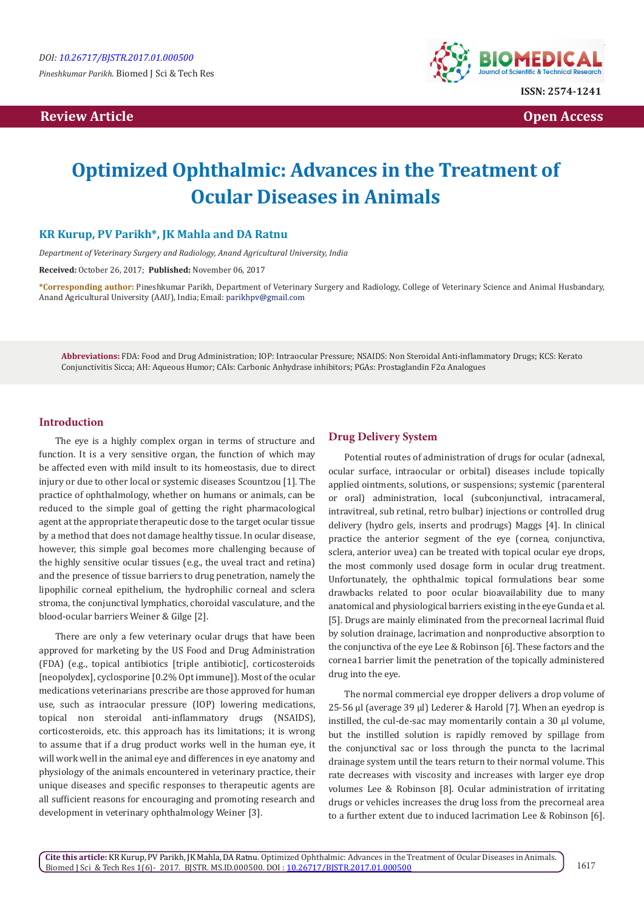DOI: 10.26717/BJSTR.2017.01.000500

*Pineshkumar Parikh.* Biomed J Sci & Tech Res

ISSN: 2574-1241

**Review Article** **Open Access**

# Optimized Ophthalmic: Advances in the Treatment of Ocular Diseases in Animals

**KR Kurup, PV Parikh\*, JK Mahla and DA Ratnu**

*Department of Veterinary Surgery and Radiology, Anand Agricultural University, India*

**Received:** October 26, 2017; **Published:** November 06, 2017

**\*Corresponding author:** Pineshkumar Parikh, Department of Veterinary Surgery and Radiology, College of Veterinary Science and Animal Husbandary, Anand Agricultural University (AAU), India; Email: parikhpv@gmail.com

**Abbreviations:** FDA: Food and Drug Administration; IOP: Intraocular Pressure; NSAIDS: Non Steroidal Anti-inflammatory Drugs; KCS: Kerato Conjunctivitis Sicca; AH: Aqueous Humor; CAIs: Carbonic Anhydrase inhibitors; PGAs: Prostaglandin F2α Analogues

## Introduction

The eye is a highly complex organ in terms of structure and function. It is a very sensitive organ, the function of which may be affected even with mild insult to its homeostasis, due to direct injury or due to other local or systemic diseases Scountzou [1]. The practice of ophthalmology, whether on humans or animals, can be reduced to the simple goal of getting the right pharmacological agent at the appropriate therapeutic dose to the target ocular tissue by a method that does not damage healthy tissue. In ocular disease, however, this simple goal becomes more challenging because of the highly sensitive ocular tissues (e.g., the uveal tract and retina) and the presence of tissue barriers to drug penetration, namely the lipophilic corneal epithelium, the hydrophilic corneal and sclera stroma, the conjunctival lymphatics, choroidal vasculature, and the blood-ocular barriers Weiner & Gilge [2].

There are only a few veterinary ocular drugs that have been approved for marketing by the US Food and Drug Administration (FDA) (e.g., topical antibiotics [triple antibiotic], corticosteroids [neopolydex], cyclosporine [0.2% Opt immune]). Most of the ocular medications veterinarians prescribe are those approved for human use, such as intraocular pressure (IOP) lowering medications, topical non steroidal anti-inflammatory drugs (NSAIDS), corticosteroids, etc. this approach has its limitations; it is wrong to assume that if a drug product works well in the human eye, it will work well in the animal eye and differences in eye anatomy and physiology of the animals encountered in veterinary practice, their unique diseases and specific responses to therapeutic agents are all sufficient reasons for encouraging and promoting research and development in veterinary ophthalmology Weiner [3].

## Drug Delivery System

Potential routes of administration of drugs for ocular (adnexal, ocular surface, intraocular or orbital) diseases include topically applied ointments, solutions, or suspensions; systemic (parenteral or oral) administration, local (subconjunctival, intracameral, intravitreal, sub retinal, retro bulbar) injections or controlled drug delivery (hydro gels, inserts and prodrugs) Maggs [4]. In clinical practice the anterior segment of the eye (cornea, conjunctiva, sclera, anterior uvea) can be treated with topical ocular eye drops, the most commonly used dosage form in ocular drug treatment. Unfortunately, the ophthalmic topical formulations bear some drawbacks related to poor ocular bioavailability due to many anatomical and physiological barriers existing in the eye Gunda et al. [5]. Drugs are mainly eliminated from the precorneal lacrimal fluid by solution drainage, lacrimation and nonproductive absorption to the conjunctiva of the eye Lee & Robinson [6]. These factors and the cornea1 barrier limit the penetration of the topically administered drug into the eye.

The normal commercial eye dropper delivers a drop volume of 25-56 µl (average 39 µl) Lederer & Harold [7]. When an eyedrop is instilled, the cul-de-sac may momentarily contain a 30 µl volume, but the instilled solution is rapidly removed by spillage from the conjunctival sac or loss through the puncta to the lacrimal drainage system until the tears return to their normal volume. This rate decreases with viscosity and increases with larger eye drop volumes Lee & Robinson [8]. Ocular administration of irritating drugs or vehicles increases the drug loss from the precorneal area to a further extent due to induced lacrimation Lee & Robinson [6].

**Cite this article:** KR Kurup, PV Parikh, JK Mahla, DA Ratnu. Optimized Ophthalmic: Advances in the Treatment of Ocular Diseases in Animals. Biomed J Sci & Tech Res 1(6)- 2017. BJSTR. MS.ID.000500. DOI : 10.26717/BJSTR.2017.01.000500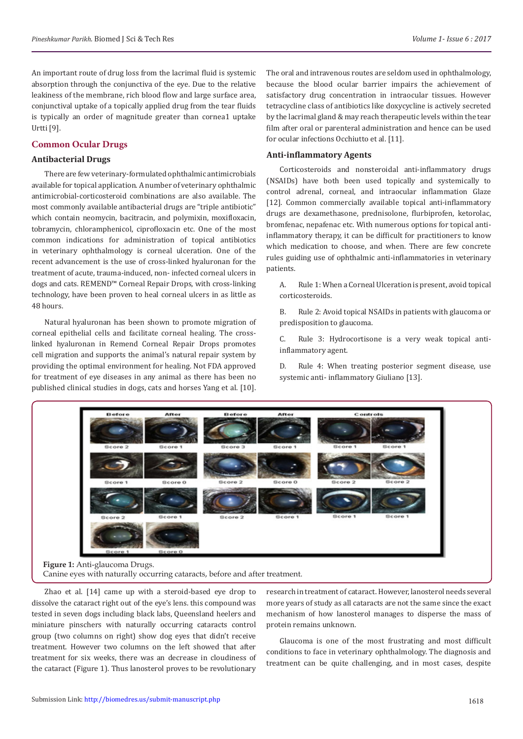An important route of drug loss from the lacrimal fluid is systemic absorption through the conjunctiva of the eye. Due to the relative leakiness of the membrane, rich blood flow and large surface area, conjunctival uptake of a topically applied drug from the tear fluids is typically an order of magnitude greater than cornea1 uptake Urtti [9].

## Common Ocular Drugs

### Antibacterial Drugs

There are few veterinary-formulated ophthalmic antimicrobials available for topical application. A number of veterinary ophthalmic antimicrobial-corticosteroid combinations are also available. The most commonly available antibacterial drugs are "triple antibiotic" which contain neomycin, bacitracin, and polymixin, moxifloxacin, tobramycin, chloramphenicol, ciprofloxacin etc. One of the most common indications for administration of topical antibiotics in veterinary ophthalmology is corneal ulceration. One of the recent advancement is the use of cross-linked hyaluronan for the treatment of acute, trauma-induced, non- infected corneal ulcers in dogs and cats. REMEND™ Corneal Repair Drops, with cross-linking technology, have been proven to heal corneal ulcers in as little as 48 hours.

Natural hyaluronan has been shown to promote migration of corneal epithelial cells and facilitate corneal healing. The cross-linked hyaluronan in Remend Corneal Repair Drops promotes cell migration and supports the animal's natural repair system by providing the optimal environment for healing. Not FDA approved for treatment of eye diseases in any animal as there has been no published clinical studies in dogs, cats and horses Yang et al. [10].

The oral and intravenous routes are seldom used in ophthalmology, because the blood ocular barrier impairs the achievement of satisfactory drug concentration in intraocular tissues. However tetracycline class of antibiotics like doxycycline is actively secreted by the lacrimal gland & may reach therapeutic levels within the tear film after oral or parenteral administration and hence can be used for ocular infections Occhiutto et al. [11].

### Anti-inflammatory Agents

Corticosteroids and nonsteroidal anti-inflammatory drugs (NSAIDs) have both been used topically and systemically to control adrenal, corneal, and intraocular inflammation Glaze [12]. Common commercially available topical anti-inflammatory drugs are dexamethasone, prednisolone, flurbiprofen, ketorolac, bromfenac, nepafenac etc. With numerous options for topical anti-inflammatory therapy, it can be difficult for practitioners to know which medication to choose, and when. There are few concrete rules guiding use of ophthalmic anti-inflammatories in veterinary patients.

A. Rule 1: When a Corneal Ulceration is present, avoid topical corticosteroids.

B. Rule 2: Avoid topical NSAIDs in patients with glaucoma or predisposition to glaucoma.

C. Rule 3: Hydrocortisone is a very weak topical anti-inflammatory agent.

D. Rule 4: When treating posterior segment disease, use systemic anti- inflammatory Giuliano [13].

**Figure 1:** Anti-glaucoma Drugs.
Canine eyes with naturally occurring cataracts, before and after treatment.

Zhao et al. [14] came up with a steroid-based eye drop to dissolve the cataract right out of the eye's lens. this compound was tested in seven dogs including black labs, Queensland heelers and miniature pinschers with naturally occurring cataracts control group (two columns on right) show dog eyes that didn't receive treatment. However two columns on the left showed that after treatment for six weeks, there was an decrease in cloudiness of the cataract (Figure 1). Thus lanosterol proves to be revolutionary research in treatment of cataract. However, lanosterol needs several more years of study as all cataracts are not the same since the exact mechanism of how lanosterol manages to disperse the mass of protein remains unknown.

Glaucoma is one of the most frustrating and most difficult conditions to face in veterinary ophthalmology. The diagnosis and treatment can be quite challenging, and in most cases, despite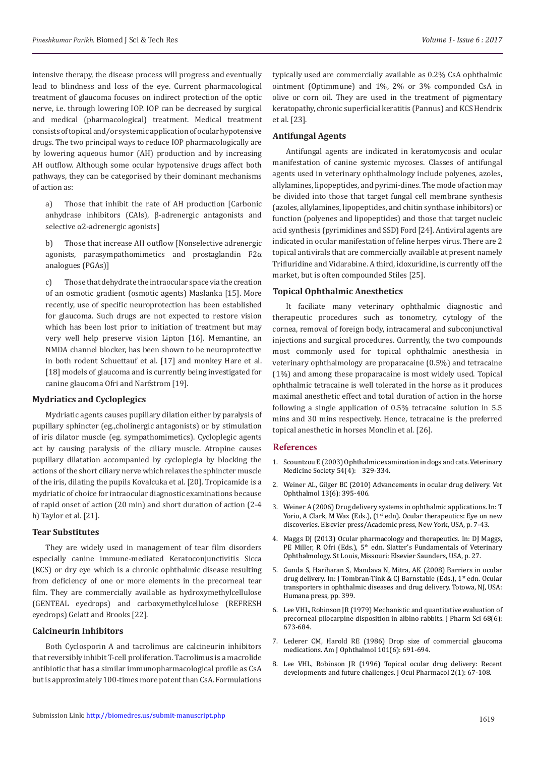intensive therapy, the disease process will progress and eventually lead to blindness and loss of the eye. Current pharmacological treatment of glaucoma focuses on indirect protection of the optic nerve, i.e. through lowering IOP. IOP can be decreased by surgical and medical (pharmacological) treatment. Medical treatment consists of topical and/or systemic application of ocular hypotensive drugs. The two principal ways to reduce IOP pharmacologically are by lowering aqueous humor (AH) production and by increasing AH outflow. Although some ocular hypotensive drugs affect both pathways, they can be categorised by their dominant mechanisms of action as:

a) Those that inhibit the rate of AH production [Carbonic anhydrase inhibitors (CAIs), β-adrenergic antagonists and selective α2-adrenergic agonists]

b) Those that increase AH outflow [Nonselective adrenergic agonists, parasympathomimetics and prostaglandin F2α analogues (PGAs)]

c) Those that dehydrate the intraocular space via the creation of an osmotic gradient (osmotic agents) Maslanka [15]. More recently, use of specific neuroprotection has been established for glaucoma. Such drugs are not expected to restore vision which has been lost prior to initiation of treatment but may very well help preserve vision Lipton [16]. Memantine, an NMDA channel blocker, has been shown to be neuroprotective in both rodent Schuettauf et al. [17] and monkey Hare et al. [18] models of glaucoma and is currently being investigated for canine glaucoma Ofri and Narfstrom [19].

### Mydriatics and Cycloplegics

Mydriatic agents causes pupillary dilation either by paralysis of pupillary sphincter (eg.,cholinergic antagonists) or by stimulation of iris dilator muscle (eg. sympathomimetics). Cycloplegic agents act by causing paralysis of the ciliary muscle. Atropine causes pupillary dilatation accompanied by cycloplegia by blocking the actions of the short ciliary nerve which relaxes the sphincter muscle of the iris, dilating the pupils Kovalcuka et al. [20]. Tropicamide is a mydriatic of choice for intraocular diagnostic examinations because of rapid onset of action (20 min) and short duration of action (2-4 h) Taylor et al. [21].

### Tear Substitutes

They are widely used in management of tear film disorders especially canine immune-mediated Keratoconjunctivitis Sicca (KCS) or dry eye which is a chronic ophthalmic disease resulting from deficiency of one or more elements in the precorneal tear film. They are commercially available as hydroxymethylcellulose (GENTEAL eyedrops) and carboxymethylcellulose (REFRESH eyedrops) Gelatt and Brooks [22].

### Calcineurin Inhibitors

Both Cyclosporin A and tacrolimus are calcineurin inhibitors that reversibly inhibit T-cell proliferation. Tacrolimus is a macrolide antibiotic that has a similar immunopharmacological profile as CsA but is approximately 100-times more potent than CsA. Formulations typically used are commercially available as 0.2% CsA ophthalmic ointment (Optimmune) and 1%, 2% or 3% componded CsA in olive or corn oil. They are used in the treatment of pigmentary keratopathy, chronic superficial keratitis (Pannus) and KCS Hendrix et al. [23].

### Antifungal Agents

Antifungal agents are indicated in keratomycosis and ocular manifestation of canine systemic mycoses. Classes of antifungal agents used in veterinary ophthalmology include polyenes, azoles, allylamines, lipopeptides, and pyrimi-dines. The mode of action may be divided into those that target fungal cell membrane synthesis (azoles, allylamines, lipopeptides, and chitin synthase inhibitors) or function (polyenes and lipopeptides) and those that target nucleic acid synthesis (pyrimidines and SSD) Ford [24]. Antiviral agents are indicated in ocular manifestation of feline herpes virus. There are 2 topical antivirals that are commercially available at present namely Trifluridine and Vidarabine. A third, idoxuridine, is currently off the market, but is often compounded Stiles [25].

### Topical Ophthalmic Anesthetics

It faciliate many veterinary ophthalmic diagnostic and therapeutic procedures such as tonometry, cytology of the cornea, removal of foreign body, intracameral and subconjunctival injections and surgical procedures. Currently, the two compounds most commonly used for topical ophthalmic anesthesia in veterinary ophthalmology are proparacaine (0.5%) and tetracaine (1%) and among these proparacaine is most widely used. Topical ophthalmic tetracaine is well tolerated in the horse as it produces maximal anesthetic effect and total duration of action in the horse following a single application of 0.5% tetracaine solution in 5.5 mins and 30 mins respectively. Hence, tetracaine is the preferred topical anesthetic in horses Monclin et al. [26].

## References

1. Scountzou E (2003) Ophthalmic examination in dogs and cats. Veterinary Medicine Society 54(4): 329-334.
2. Weiner AL, Gilger BC (2010) Advancements in ocular drug delivery. Vet Ophthalmol 13(6): 395-406.
3. Weiner A (2006) Drug delivery systems in ophthalmic applications. In: T Yorio, A Clark, M Wax (Eds.), (1st edn). Ocular therapeutics: Eye on new discoveries. Elsevier press/Academic press, New York, USA, p. 7-43.
4. Maggs DJ (2013) Ocular pharmacology and therapeutics. In: DJ Maggs, PE Miller, R Ofri (Eds.), 5th edn. Slatter's Fundamentals of Veterinary Ophthalmology. St Louis, Missouri: Elsevier Saunders, USA, p. 27.
5. Gunda S, Hariharan S, Mandava N, Mitra, AK (2008) Barriers in ocular drug delivery. In: J Tombran-Tink & CJ Barnstable (Eds.), 1st edn. Ocular transporters in ophthalmic diseases and drug delivery. Totowa, NJ, USA: Humana press, pp. 399.
6. Lee VHL, Robinson JR (1979) Mechanistic and quantitative evaluation of precorneal pilocarpine disposition in albino rabbits. J Pharm Sci 68(6): 673-684.
7. Lederer CM, Harold RE (1986) Drop size of commercial glaucoma medications. Am J Ophthalmol 101(6): 691-694.
8. Lee VHL, Robinson JR (1996) Topical ocular drug delivery: Recent developments and future challenges. J Ocul Pharmacol 2(1): 67-108.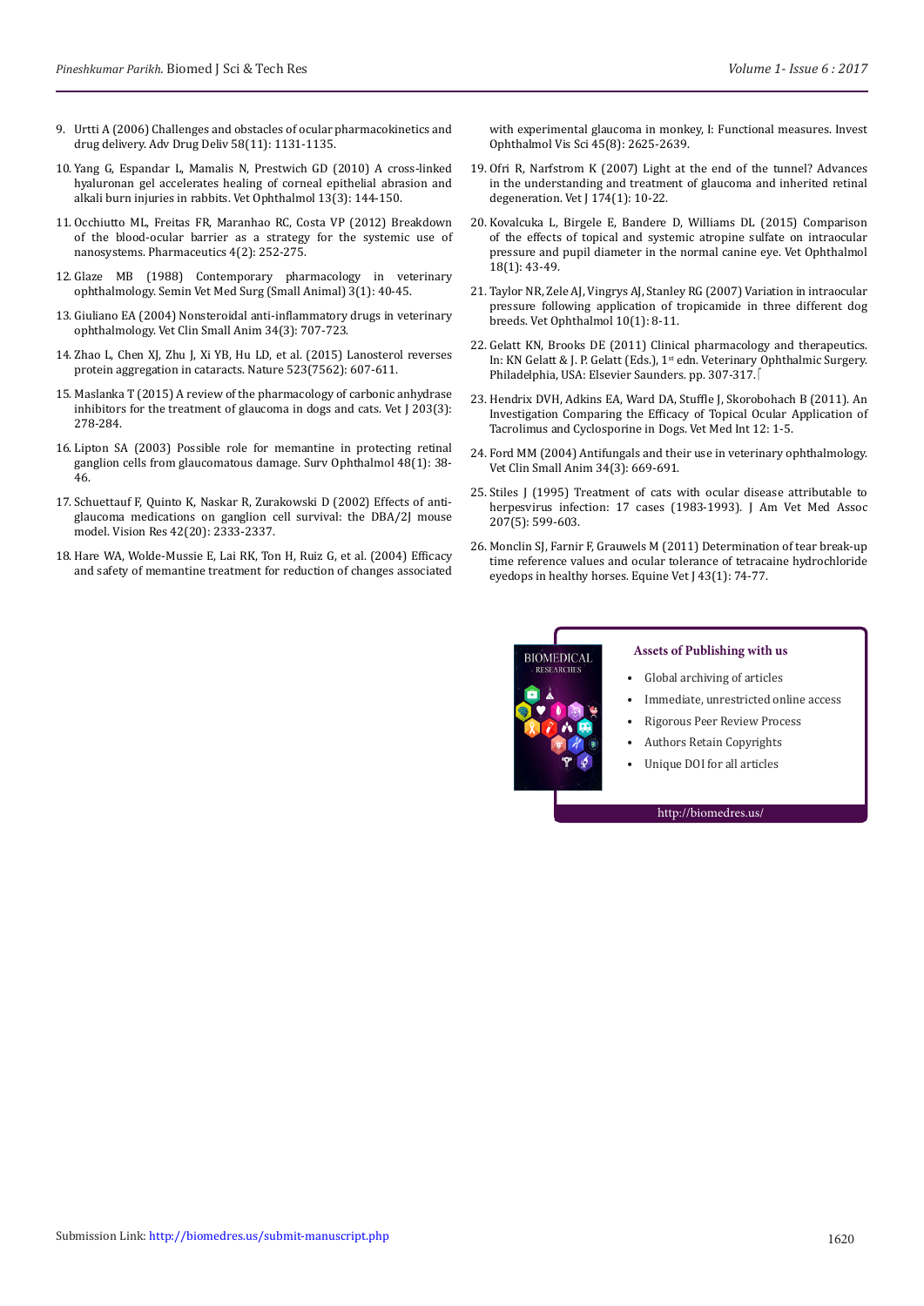9. Urtti A (2006) Challenges and obstacles of ocular pharmacokinetics and drug delivery. Adv Drug Deliv 58(11): 1131-1135.

10. Yang G, Espandar L, Mamalis N, Prestwich GD (2010) A cross-linked hyaluronan gel accelerates healing of corneal epithelial abrasion and alkali burn injuries in rabbits. Vet Ophthalmol 13(3): 144-150.

11. Occhiutto ML, Freitas FR, Maranhao RC, Costa VP (2012) Breakdown of the blood-ocular barrier as a strategy for the systemic use of nanosystems. Pharmaceutics 4(2): 252-275.

12. Glaze MB (1988) Contemporary pharmacology in veterinary ophthalmology. Semin Vet Med Surg (Small Animal) 3(1): 40-45.

13. Giuliano EA (2004) Nonsteroidal anti-inflammatory drugs in veterinary ophthalmology. Vet Clin Small Anim 34(3): 707-723.

14. Zhao L, Chen XJ, Zhu J, Xi YB, Hu LD, et al. (2015) Lanosterol reverses protein aggregation in cataracts. Nature 523(7562): 607-611.

15. Maslanka T (2015) A review of the pharmacology of carbonic anhydrase inhibitors for the treatment of glaucoma in dogs and cats. Vet J 203(3): 278-284.

16. Lipton SA (2003) Possible role for memantine in protecting retinal ganglion cells from glaucomatous damage. Surv Ophthalmol 48(1): 38-46.

17. Schuettauf F, Quinto K, Naskar R, Zurakowski D (2002) Effects of anti-glaucoma medications on ganglion cell survival: the DBA/2J mouse model. Vision Res 42(20): 2333-2337.

18. Hare WA, Wolde-Mussie E, Lai RK, Ton H, Ruiz G, et al. (2004) Efficacy and safety of memantine treatment for reduction of changes associated with experimental glaucoma in monkey, I: Functional measures. Invest Ophthalmol Vis Sci 45(8): 2625-2639.

19. Ofri R, Narfstrom K (2007) Light at the end of the tunnel? Advances in the understanding and treatment of glaucoma and inherited retinal degeneration. Vet J 174(1): 10-22.

20. Kovalcuka L, Birgele E, Bandere D, Williams DL (2015) Comparison of the effects of topical and systemic atropine sulfate on intraocular pressure and pupil diameter in the normal canine eye. Vet Ophthalmol 18(1): 43-49.

21. Taylor NR, Zele AJ, Vingrys AJ, Stanley RG (2007) Variation in intraocular pressure following application of tropicamide in three different dog breeds. Vet Ophthalmol 10(1): 8-11.

22. Gelatt KN, Brooks DE (2011) Clinical pharmacology and therapeutics. In: KN Gelatt & J. P. Gelatt (Eds.), 1st edn. Veterinary Ophthalmic Surgery. Philadelphia, USA: Elsevier Saunders. pp. 307-317.

23. Hendrix DVH, Adkins EA, Ward DA, Stuffle J, Skorobohach B (2011). An Investigation Comparing the Efficacy of Topical Ocular Application of Tacrolimus and Cyclosporine in Dogs. Vet Med Int 12: 1-5.

24. Ford MM (2004) Antifungals and their use in veterinary ophthalmology. Vet Clin Small Anim 34(3): 669-691.

25. Stiles J (1995) Treatment of cats with ocular disease attributable to herpesvirus infection: 17 cases (1983-1993). J Am Vet Med Assoc 207(5): 599-603.

26. Monclin SJ, Farnir F, Grauwels M (2011) Determination of tear break-up time reference values and ocular tolerance of tetracaine hydrochloride eyedops in healthy horses. Equine Vet J 43(1): 74-77.

**Assets of Publishing with us**

- Global archiving of articles
- Immediate, unrestricted online access
- Rigorous Peer Review Process
- Authors Retain Copyrights
- Unique DOI for all articles

http://biomedres.us/

Submission Link: http://biomedres.us/submit-manuscript.php